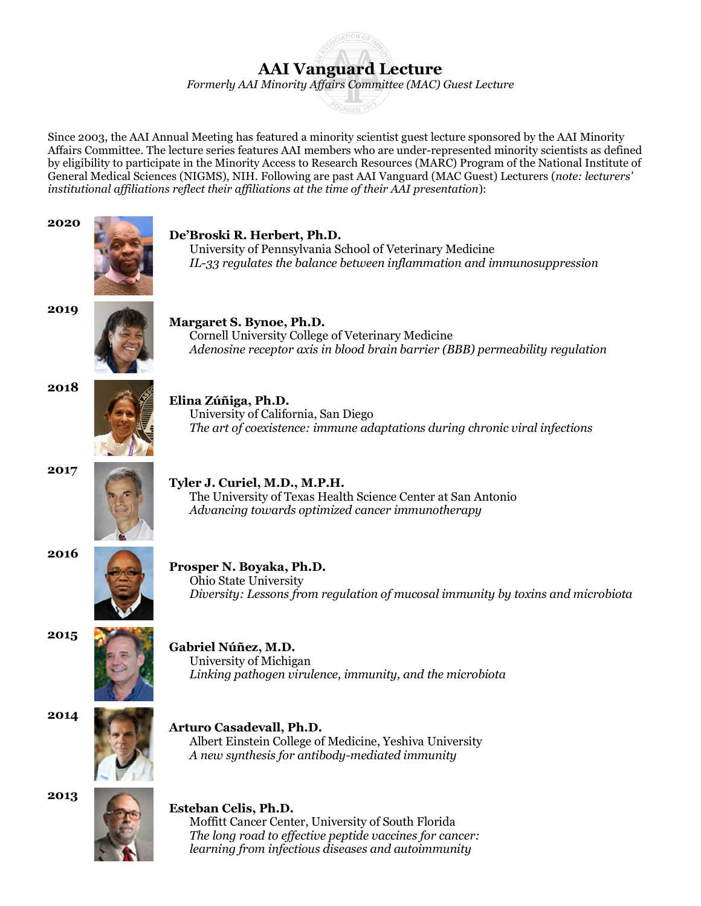# AAI Vanguard Lecture

*Formerly AAI Minority Affairs Committee (MAC) Guest Lecture*

Since 2003, the AAI Annual Meeting has featured a minority scientist guest lecture sponsored by the AAI Minority Affairs Committee. The lecture series features AAI members who are under-represented minority scientists as defined by eligibility to participate in the Minority Access to Research Resources (MARC) Program of the National Institute of General Medical Sciences (NIGMS), NIH. Following are past AAI Vanguard (MAC Guest) Lecturers (*note: lecturers' institutional affiliations reflect their affiliations at the time of their AAI presentation*):

**2020**

**De'Broski R. Herbert, Ph.D.**
University of Pennsylvania School of Veterinary Medicine
*IL-33 regulates the balance between inflammation and immunosuppression*

**2019**

**Margaret S. Bynoe, Ph.D.**
Cornell University College of Veterinary Medicine
*Adenosine receptor axis in blood brain barrier (BBB) permeability regulation*

**2018**

**Elina Zúñiga, Ph.D.**
University of California, San Diego
*The art of coexistence: immune adaptations during chronic viral infections*

**2017**

**Tyler J. Curiel, M.D., M.P.H.**
The University of Texas Health Science Center at San Antonio
*Advancing towards optimized cancer immunotherapy*

**2016**

**Prosper N. Boyaka, Ph.D.**
Ohio State University
*Diversity: Lessons from regulation of mucosal immunity by toxins and microbiota*

**2015**

**Gabriel Núñez, M.D.**
University of Michigan
*Linking pathogen virulence, immunity, and the microbiota*

**2014**

**Arturo Casadevall, Ph.D.**
Albert Einstein College of Medicine, Yeshiva University
*A new synthesis for antibody-mediated immunity*

**2013**

**Esteban Celis, Ph.D.**
Moffitt Cancer Center, University of South Florida
*The long road to effective peptide vaccines for cancer: learning from infectious diseases and autoimmunity*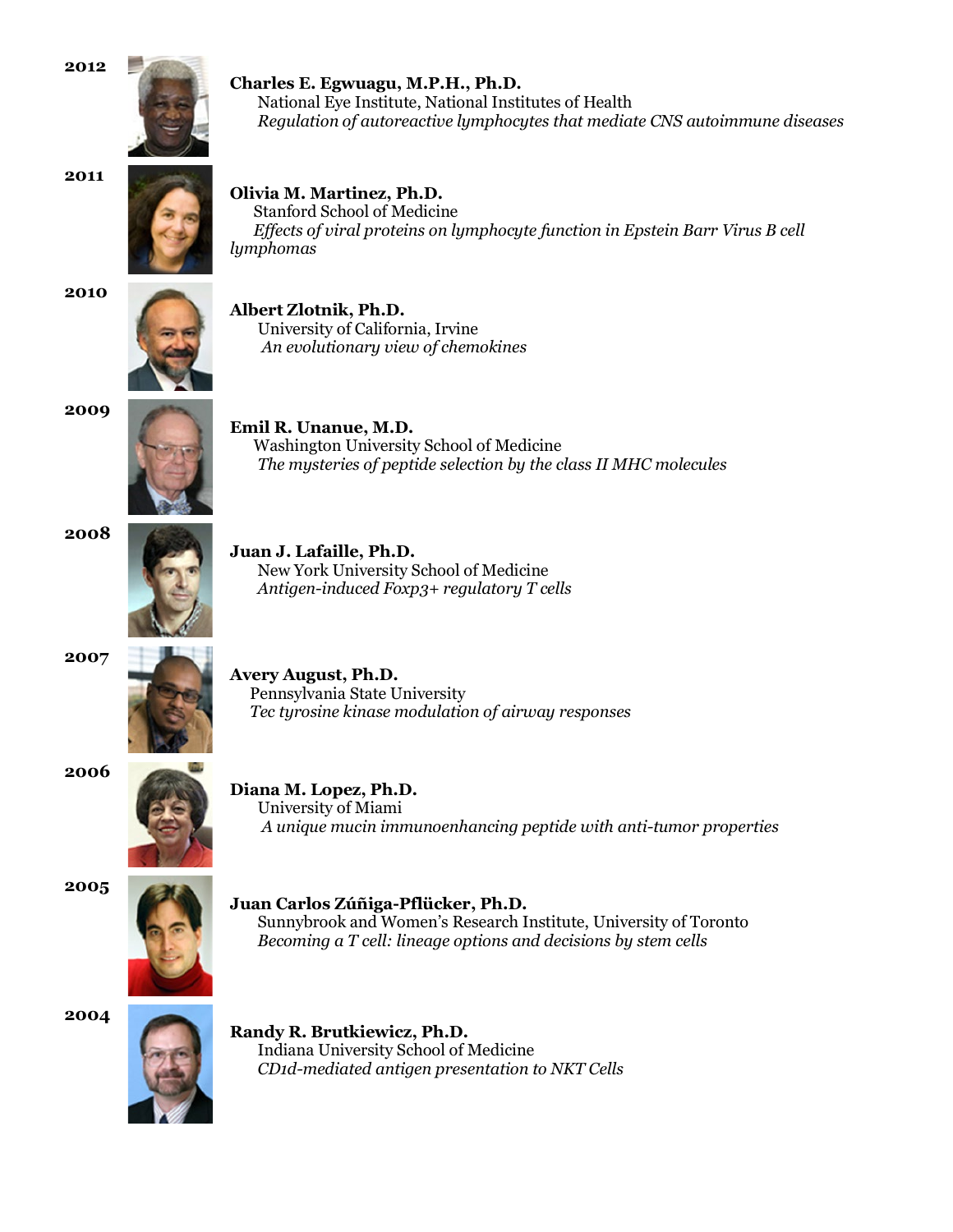**2012**

**Charles E. Egwuagu, M.P.H., Ph.D.**
National Eye Institute, National Institutes of Health
*Regulation of autoreactive lymphocytes that mediate CNS autoimmune diseases*

**2011**

**Olivia M. Martinez, Ph.D.**
Stanford School of Medicine
*Effects of viral proteins on lymphocyte function in Epstein Barr Virus B cell lymphomas*

**2010**

**Albert Zlotnik, Ph.D.**
University of California, Irvine
*An evolutionary view of chemokines*

**2009**

**Emil R. Unanue, M.D.**
Washington University School of Medicine
*The mysteries of peptide selection by the class II MHC molecules*

**2008**

**Juan J. Lafaille, Ph.D.**
New York University School of Medicine
*Antigen-induced Foxp3+ regulatory T cells*

**2007**

**Avery August, Ph.D.**
Pennsylvania State University
*Tec tyrosine kinase modulation of airway responses*

**2006**

**Diana M. Lopez, Ph.D.**
University of Miami
*A unique mucin immunoenhancing peptide with anti-tumor properties*

**2005**

**Juan Carlos Zúñiga-Pflücker, Ph.D.**
Sunnybrook and Women's Research Institute, University of Toronto
*Becoming a T cell: lineage options and decisions by stem cells*

**2004**

**Randy R. Brutkiewicz, Ph.D.**
Indiana University School of Medicine
*CD1d-mediated antigen presentation to NKT Cells*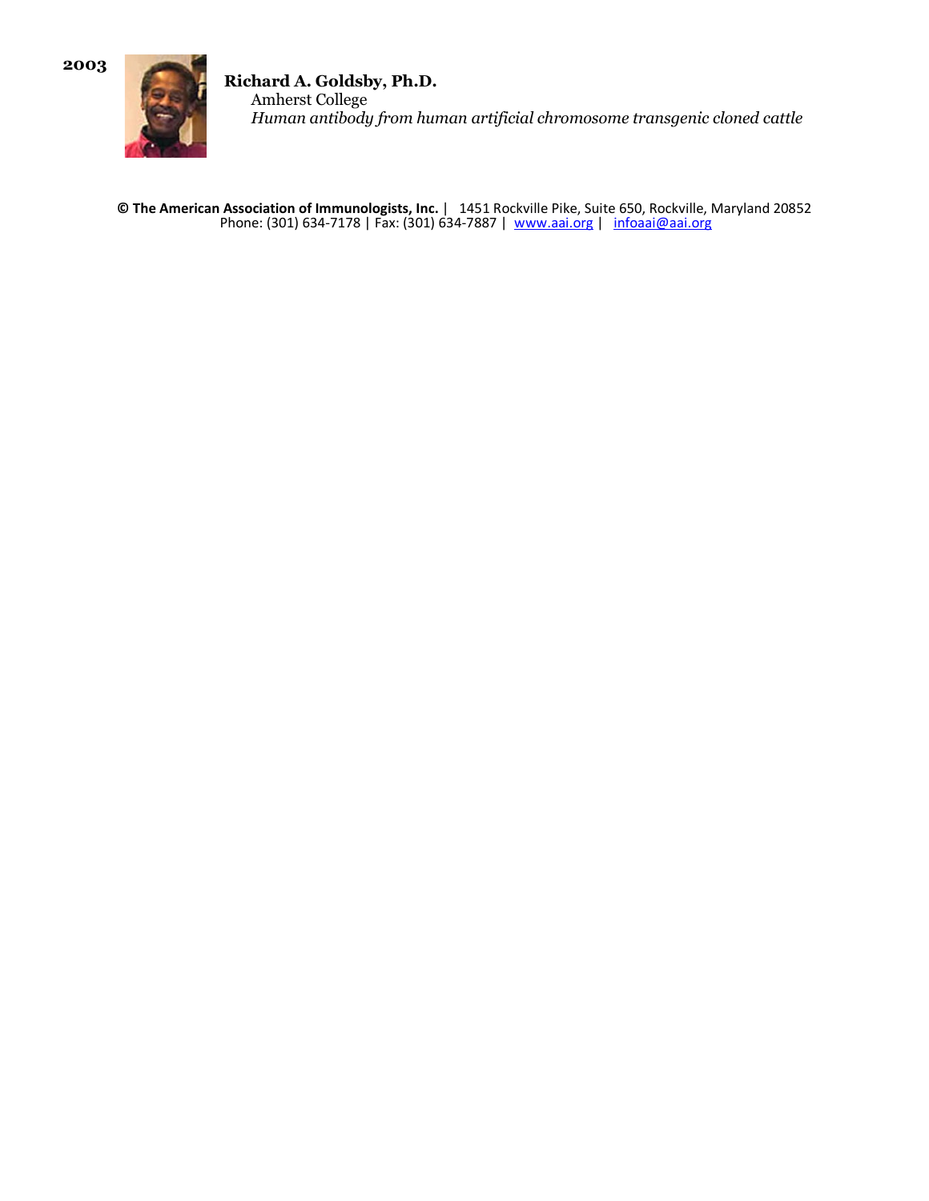**2003**

**Richard A. Goldsby, Ph.D.**
Amherst College
*Human antibody from human artificial chromosome transgenic cloned cattle*

**© The American Association of Immunologists, Inc.** | 1451 Rockville Pike, Suite 650, Rockville, Maryland 20852
Phone: (301) 634-7178 | Fax: (301) 634-7887 | www.aai.org | infoaai@aai.org